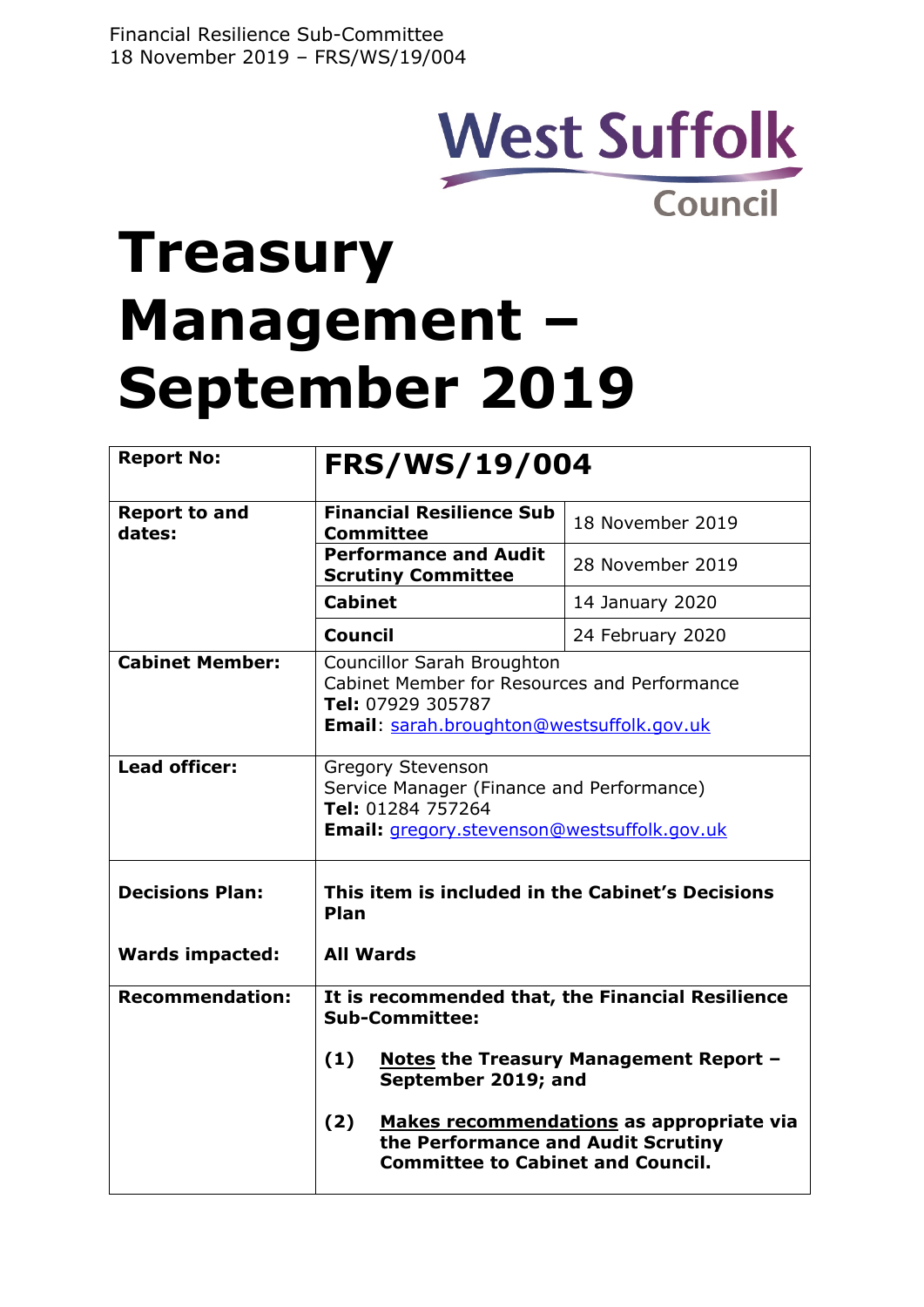Financial Resilience Sub-Committee
18 November 2019 – FRS/WS/19/004

West Suffolk Council

# Treasury Management – September 2019

| **Report No:** | **FRS/WS/19/004** | |
|---|---|---|
| **Report to and dates:** | **Financial Resilience Sub Committee** | 18 November 2019 |
| | **Performance and Audit Scrutiny Committee** | 28 November 2019 |
| | **Cabinet** | 14 January 2020 |
| | **Council** | 24 February 2020 |
| **Cabinet Member:** | Councillor Sarah Broughton<br>Cabinet Member for Resources and Performance<br>**Tel:** 07929 305787<br>**Email**: sarah.broughton@westsuffolk.gov.uk | |
| **Lead officer:** | Gregory Stevenson<br>Service Manager (Finance and Performance)<br>**Tel:** 01284 757264<br>**Email:** gregory.stevenson@westsuffolk.gov.uk | |
| **Decisions Plan:**<br><br>**Wards impacted:** | **This item is included in the Cabinet's Decisions Plan**<br><br>**All Wards** | |
| **Recommendation:** | **It is recommended that, the Financial Resilience Sub-Committee:**<br><br>**(1) Notes the Treasury Management Report – September 2019; and**<br><br>**(2) Makes recommendations as appropriate via the Performance and Audit Scrutiny Committee to Cabinet and Council.** | |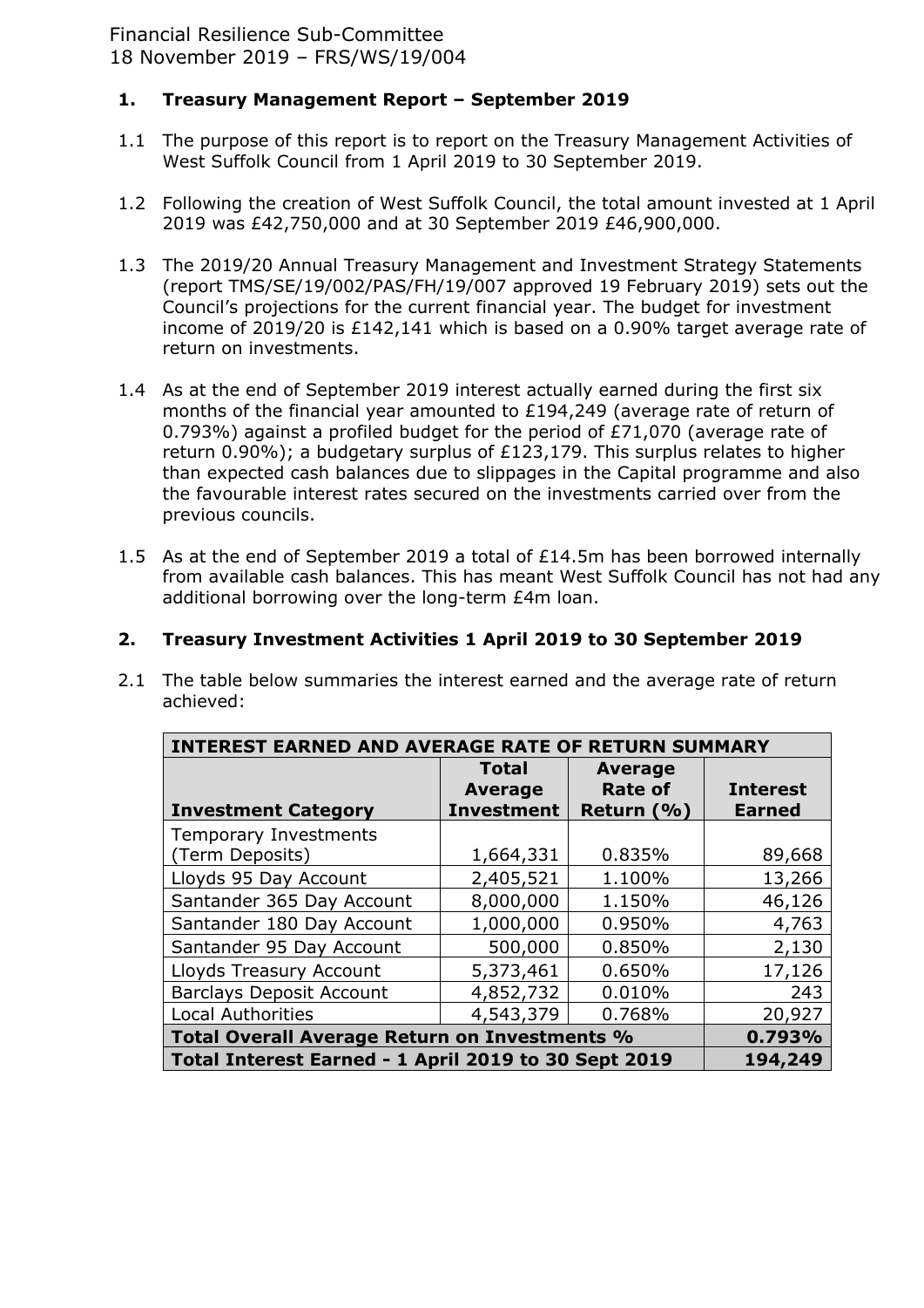Financial Resilience Sub-Committee
18 November 2019 – FRS/WS/19/004

## 1. Treasury Management Report – September 2019

1.1 The purpose of this report is to report on the Treasury Management Activities of West Suffolk Council from 1 April 2019 to 30 September 2019.

1.2 Following the creation of West Suffolk Council, the total amount invested at 1 April 2019 was £42,750,000 and at 30 September 2019 £46,900,000.

1.3 The 2019/20 Annual Treasury Management and Investment Strategy Statements (report TMS/SE/19/002/PAS/FH/19/007 approved 19 February 2019) sets out the Council's projections for the current financial year. The budget for investment income of 2019/20 is £142,141 which is based on a 0.90% target average rate of return on investments.

1.4 As at the end of September 2019 interest actually earned during the first six months of the financial year amounted to £194,249 (average rate of return of 0.793%) against a profiled budget for the period of £71,070 (average rate of return 0.90%); a budgetary surplus of £123,179. This surplus relates to higher than expected cash balances due to slippages in the Capital programme and also the favourable interest rates secured on the investments carried over from the previous councils.

1.5 As at the end of September 2019 a total of £14.5m has been borrowed internally from available cash balances. This has meant West Suffolk Council has not had any additional borrowing over the long-term £4m loan.

## 2. Treasury Investment Activities 1 April 2019 to 30 September 2019

2.1 The table below summaries the interest earned and the average rate of return achieved:

| INTEREST EARNED AND AVERAGE RATE OF RETURN SUMMARY | | | |
|---|---|---|---|
| **Investment Category** | **Total Average Investment** | **Average Rate of Return (%)** | **Interest Earned** |
| Temporary Investments (Term Deposits) | 1,664,331 | 0.835% | 89,668 |
| Lloyds 95 Day Account | 2,405,521 | 1.100% | 13,266 |
| Santander 365 Day Account | 8,000,000 | 1.150% | 46,126 |
| Santander 180 Day Account | 1,000,000 | 0.950% | 4,763 |
| Santander 95 Day Account | 500,000 | 0.850% | 2,130 |
| Lloyds Treasury Account | 5,373,461 | 0.650% | 17,126 |
| Barclays Deposit Account | 4,852,732 | 0.010% | 243 |
| Local Authorities | 4,543,379 | 0.768% | 20,927 |
| **Total Overall Average Return on Investments %** | | | **0.793%** |
| **Total Interest Earned - 1 April 2019 to 30 Sept 2019** | | | **194,249** |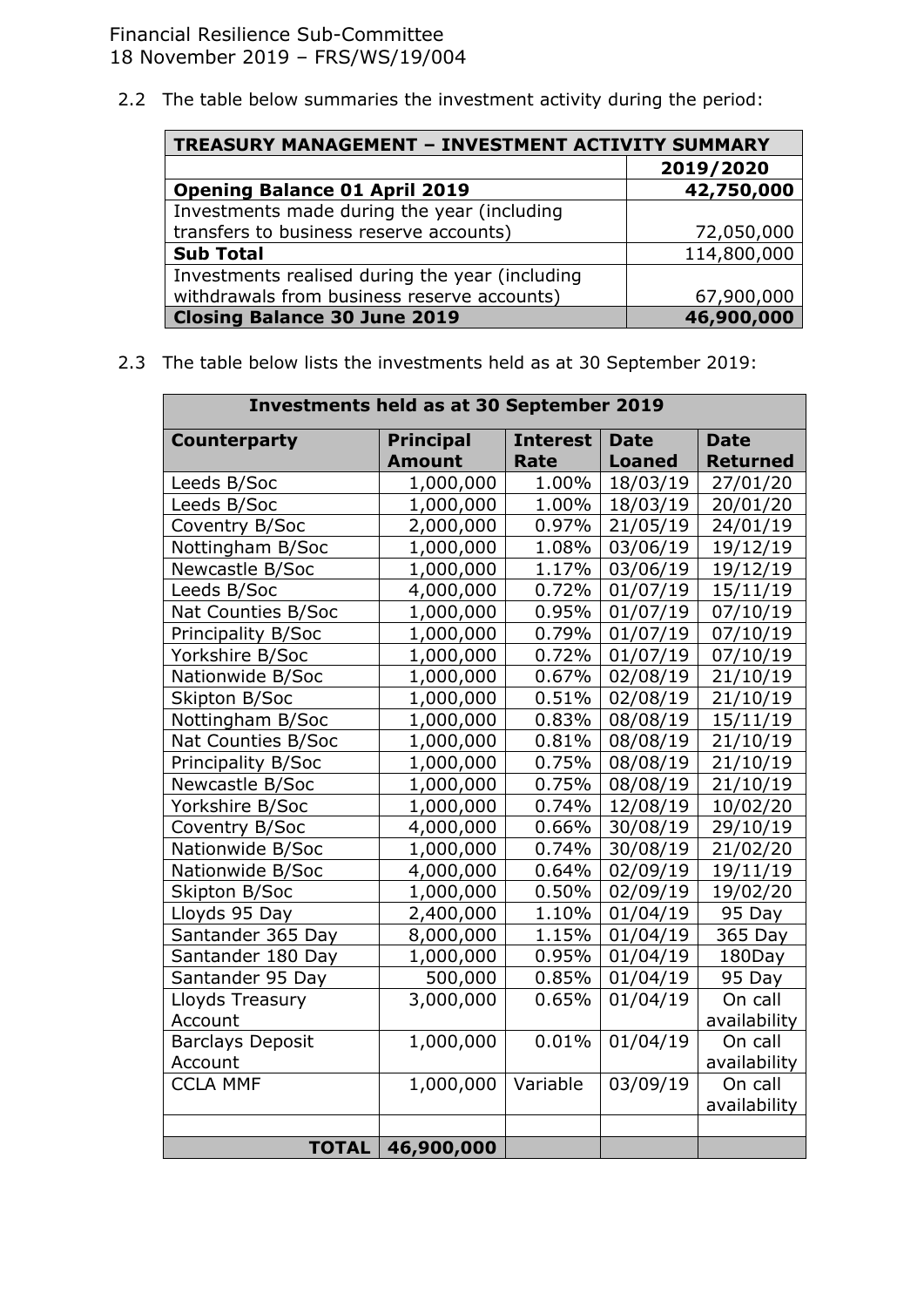2.2 The table below summaries the investment activity during the period:

| TREASURY MANAGEMENT – INVESTMENT ACTIVITY SUMMARY | |
|---|---|
| | **2019/2020** |
| **Opening Balance 01 April 2019** | **42,750,000** |
| Investments made during the year (including transfers to business reserve accounts) | 72,050,000 |
| **Sub Total** | 114,800,000 |
| Investments realised during the year (including withdrawals from business reserve accounts) | 67,900,000 |
| **Closing Balance 30 June 2019** | **46,900,000** |

2.3 The table below lists the investments held as at 30 September 2019:

| Investments held as at 30 September 2019 | | | | |
|---|---|---|---|---|
| **Counterparty** | **Principal Amount** | **Interest Rate** | **Date Loaned** | **Date Returned** |
| Leeds B/Soc | 1,000,000 | 1.00% | 18/03/19 | 27/01/20 |
| Leeds B/Soc | 1,000,000 | 1.00% | 18/03/19 | 20/01/20 |
| Coventry B/Soc | 2,000,000 | 0.97% | 21/05/19 | 24/01/19 |
| Nottingham B/Soc | 1,000,000 | 1.08% | 03/06/19 | 19/12/19 |
| Newcastle B/Soc | 1,000,000 | 1.17% | 03/06/19 | 19/12/19 |
| Leeds B/Soc | 4,000,000 | 0.72% | 01/07/19 | 15/11/19 |
| Nat Counties B/Soc | 1,000,000 | 0.95% | 01/07/19 | 07/10/19 |
| Principality B/Soc | 1,000,000 | 0.79% | 01/07/19 | 07/10/19 |
| Yorkshire B/Soc | 1,000,000 | 0.72% | 01/07/19 | 07/10/19 |
| Nationwide B/Soc | 1,000,000 | 0.67% | 02/08/19 | 21/10/19 |
| Skipton B/Soc | 1,000,000 | 0.51% | 02/08/19 | 21/10/19 |
| Nottingham B/Soc | 1,000,000 | 0.83% | 08/08/19 | 15/11/19 |
| Nat Counties B/Soc | 1,000,000 | 0.81% | 08/08/19 | 21/10/19 |
| Principality B/Soc | 1,000,000 | 0.75% | 08/08/19 | 21/10/19 |
| Newcastle B/Soc | 1,000,000 | 0.75% | 08/08/19 | 21/10/19 |
| Yorkshire B/Soc | 1,000,000 | 0.74% | 12/08/19 | 10/02/20 |
| Coventry B/Soc | 4,000,000 | 0.66% | 30/08/19 | 29/10/19 |
| Nationwide B/Soc | 1,000,000 | 0.74% | 30/08/19 | 21/02/20 |
| Nationwide B/Soc | 4,000,000 | 0.64% | 02/09/19 | 19/11/19 |
| Skipton B/Soc | 1,000,000 | 0.50% | 02/09/19 | 19/02/20 |
| Lloyds 95 Day | 2,400,000 | 1.10% | 01/04/19 | 95 Day |
| Santander 365 Day | 8,000,000 | 1.15% | 01/04/19 | 365 Day |
| Santander 180 Day | 1,000,000 | 0.95% | 01/04/19 | 180Day |
| Santander 95 Day | 500,000 | 0.85% | 01/04/19 | 95 Day |
| Lloyds Treasury Account | 3,000,000 | 0.65% | 01/04/19 | On call availability |
| Barclays Deposit Account | 1,000,000 | 0.01% | 01/04/19 | On call availability |
| CCLA MMF | 1,000,000 | Variable | 03/09/19 | On call availability |
| | | | | |
| **TOTAL** | **46,900,000** | | | |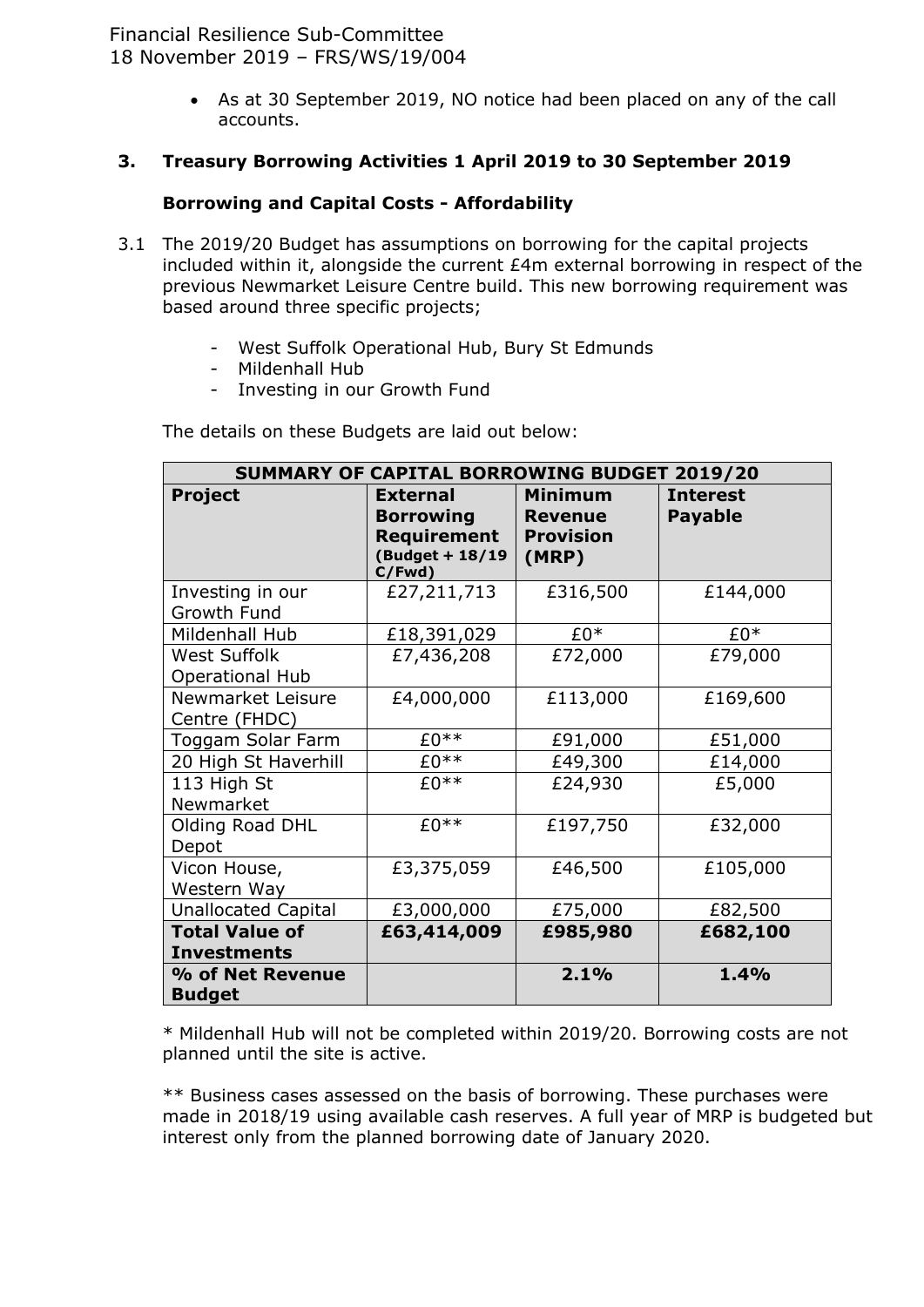- As at 30 September 2019, NO notice had been placed on any of the call accounts.

## 3. Treasury Borrowing Activities 1 April 2019 to 30 September 2019

### Borrowing and Capital Costs - Affordability

3.1 The 2019/20 Budget has assumptions on borrowing for the capital projects included within it, alongside the current £4m external borrowing in respect of the previous Newmarket Leisure Centre build. This new borrowing requirement was based around three specific projects;

- West Suffolk Operational Hub, Bury St Edmunds
- Mildenhall Hub
- Investing in our Growth Fund

The details on these Budgets are laid out below:

| SUMMARY OF CAPITAL BORROWING BUDGET 2019/20 | | | |
|---|---|---|---|
| **Project** | **External Borrowing Requirement (Budget + 18/19 C/Fwd)** | **Minimum Revenue Provision (MRP)** | **Interest Payable** |
| Investing in our Growth Fund | £27,211,713 | £316,500 | £144,000 |
| Mildenhall Hub | £18,391,029 | £0* | £0* |
| West Suffolk Operational Hub | £7,436,208 | £72,000 | £79,000 |
| Newmarket Leisure Centre (FHDC) | £4,000,000 | £113,000 | £169,600 |
| Toggam Solar Farm | £0** | £91,000 | £51,000 |
| 20 High St Haverhill | £0** | £49,300 | £14,000 |
| 113 High St Newmarket | £0** | £24,930 | £5,000 |
| Olding Road DHL Depot | £0** | £197,750 | £32,000 |
| Vicon House, Western Way | £3,375,059 | £46,500 | £105,000 |
| Unallocated Capital | £3,000,000 | £75,000 | £82,500 |
| **Total Value of Investments** | **£63,414,009** | **£985,980** | **£682,100** |
| **% of Net Revenue Budget** | | **2.1%** | **1.4%** |

\* Mildenhall Hub will not be completed within 2019/20. Borrowing costs are not planned until the site is active.

\*\* Business cases assessed on the basis of borrowing. These purchases were made in 2018/19 using available cash reserves. A full year of MRP is budgeted but interest only from the planned borrowing date of January 2020.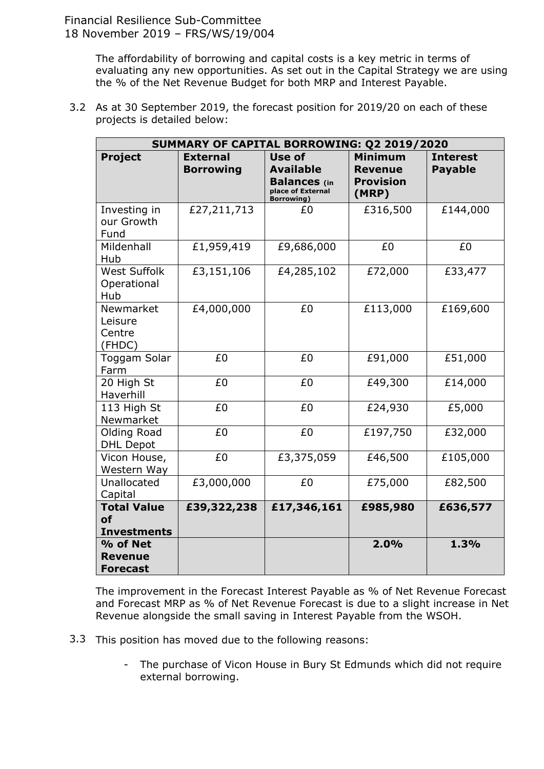The affordability of borrowing and capital costs is a key metric in terms of evaluating any new opportunities. As set out in the Capital Strategy we are using the % of the Net Revenue Budget for both MRP and Interest Payable.

3.2 As at 30 September 2019, the forecast position for 2019/20 on each of these projects is detailed below:

| SUMMARY OF CAPITAL BORROWING: Q2 2019/2020 | | | | |
|---|---|---|---|---|
| **Project** | **External Borrowing** | **Use of Available Balances** (in place of External Borrowing) | **Minimum Revenue Provision (MRP)** | **Interest Payable** |
| Investing in our Growth Fund | £27,211,713 | £0 | £316,500 | £144,000 |
| Mildenhall Hub | £1,959,419 | £9,686,000 | £0 | £0 |
| West Suffolk Operational Hub | £3,151,106 | £4,285,102 | £72,000 | £33,477 |
| Newmarket Leisure Centre (FHDC) | £4,000,000 | £0 | £113,000 | £169,600 |
| Toggam Solar Farm | £0 | £0 | £91,000 | £51,000 |
| 20 High St Haverhill | £0 | £0 | £49,300 | £14,000 |
| 113 High St Newmarket | £0 | £0 | £24,930 | £5,000 |
| Olding Road DHL Depot | £0 | £0 | £197,750 | £32,000 |
| Vicon House, Western Way | £0 | £3,375,059 | £46,500 | £105,000 |
| Unallocated Capital | £3,000,000 | £0 | £75,000 | £82,500 |
| **Total Value of Investments** | **£39,322,238** | **£17,346,161** | **£985,980** | **£636,577** |
| **% of Net Revenue Forecast** | | | **2.0%** | **1.3%** |

The improvement in the Forecast Interest Payable as % of Net Revenue Forecast and Forecast MRP as % of Net Revenue Forecast is due to a slight increase in Net Revenue alongside the small saving in Interest Payable from the WSOH.

3.3 This position has moved due to the following reasons:

- The purchase of Vicon House in Bury St Edmunds which did not require external borrowing.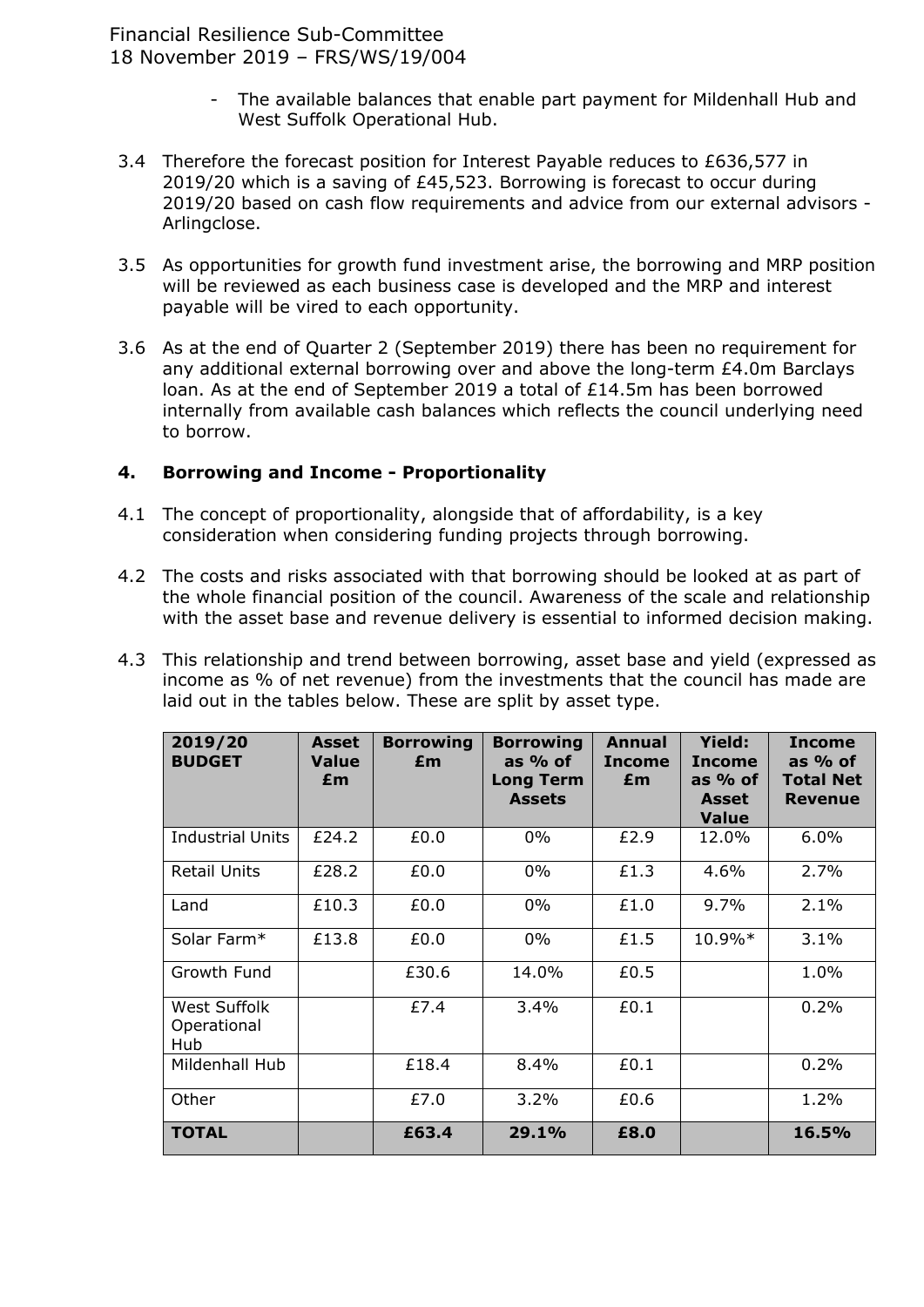- The available balances that enable part payment for Mildenhall Hub and West Suffolk Operational Hub.

3.4 Therefore the forecast position for Interest Payable reduces to £636,577 in 2019/20 which is a saving of £45,523. Borrowing is forecast to occur during 2019/20 based on cash flow requirements and advice from our external advisors - Arlingclose.

3.5 As opportunities for growth fund investment arise, the borrowing and MRP position will be reviewed as each business case is developed and the MRP and interest payable will be vired to each opportunity.

3.6 As at the end of Quarter 2 (September 2019) there has been no requirement for any additional external borrowing over and above the long-term £4.0m Barclays loan. As at the end of September 2019 a total of £14.5m has been borrowed internally from available cash balances which reflects the council underlying need to borrow.

## 4. Borrowing and Income - Proportionality

4.1 The concept of proportionality, alongside that of affordability, is a key consideration when considering funding projects through borrowing.

4.2 The costs and risks associated with that borrowing should be looked at as part of the whole financial position of the council. Awareness of the scale and relationship with the asset base and revenue delivery is essential to informed decision making.

4.3 This relationship and trend between borrowing, asset base and yield (expressed as income as % of net revenue) from the investments that the council has made are laid out in the tables below. These are split by asset type.

| 2019/20 BUDGET | Asset Value £m | Borrowing £m | Borrowing as % of Long Term Assets | Annual Income £m | Yield: Income as % of Asset Value | Income as % of Total Net Revenue |
|---|---|---|---|---|---|---|
| Industrial Units | £24.2 | £0.0 | 0% | £2.9 | 12.0% | 6.0% |
| Retail Units | £28.2 | £0.0 | 0% | £1.3 | 4.6% | 2.7% |
| Land | £10.3 | £0.0 | 0% | £1.0 | 9.7% | 2.1% |
| Solar Farm* | £13.8 | £0.0 | 0% | £1.5 | 10.9%* | 3.1% |
| Growth Fund | | £30.6 | 14.0% | £0.5 | | 1.0% |
| West Suffolk Operational Hub | | £7.4 | 3.4% | £0.1 | | 0.2% |
| Mildenhall Hub | | £18.4 | 8.4% | £0.1 | | 0.2% |
| Other | | £7.0 | 3.2% | £0.6 | | 1.2% |
| **TOTAL** | | **£63.4** | **29.1%** | **£8.0** | | **16.5%** |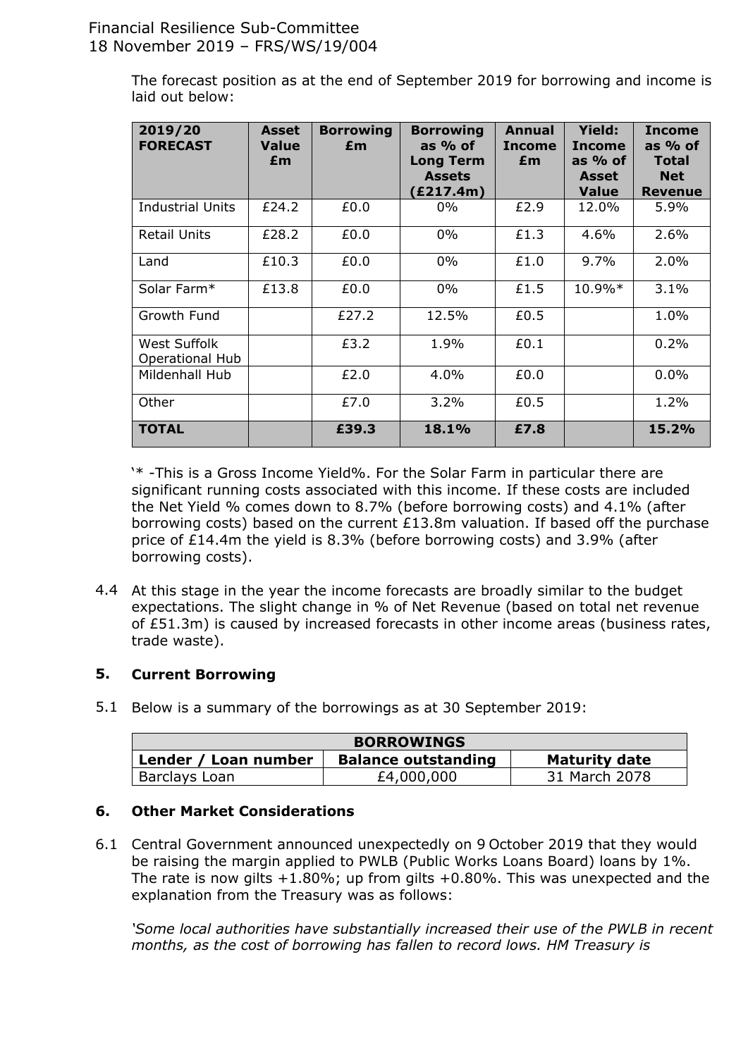The forecast position as at the end of September 2019 for borrowing and income is laid out below:

| 2019/20 FORECAST | Asset Value £m | Borrowing £m | Borrowing as % of Long Term Assets (£217.4m) | Annual Income £m | Yield: Income as % of Asset Value | Income as % of Total Net Revenue |
|---|---|---|---|---|---|---|
| Industrial Units | £24.2 | £0.0 | 0% | £2.9 | 12.0% | 5.9% |
| Retail Units | £28.2 | £0.0 | 0% | £1.3 | 4.6% | 2.6% |
| Land | £10.3 | £0.0 | 0% | £1.0 | 9.7% | 2.0% |
| Solar Farm* | £13.8 | £0.0 | 0% | £1.5 | 10.9%* | 3.1% |
| Growth Fund | | £27.2 | 12.5% | £0.5 | | 1.0% |
| West Suffolk Operational Hub | | £3.2 | 1.9% | £0.1 | | 0.2% |
| Mildenhall Hub | | £2.0 | 4.0% | £0.0 | | 0.0% |
| Other | | £7.0 | 3.2% | £0.5 | | 1.2% |
| **TOTAL** | | **£39.3** | **18.1%** | **£7.8** | | **15.2%** |

'* -This is a Gross Income Yield%. For the Solar Farm in particular there are significant running costs associated with this income. If these costs are included the Net Yield % comes down to 8.7% (before borrowing costs) and 4.1% (after borrowing costs) based on the current £13.8m valuation. If based off the purchase price of £14.4m the yield is 8.3% (before borrowing costs) and 3.9% (after borrowing costs).

4.4 At this stage in the year the income forecasts are broadly similar to the budget expectations. The slight change in % of Net Revenue (based on total net revenue of £51.3m) is caused by increased forecasts in other income areas (business rates, trade waste).

## 5. Current Borrowing

5.1 Below is a summary of the borrowings as at 30 September 2019:

| BORROWINGS | | |
|---|---|---|
| **Lender / Loan number** | **Balance outstanding** | **Maturity date** |
| Barclays Loan | £4,000,000 | 31 March 2078 |

## 6. Other Market Considerations

6.1 Central Government announced unexpectedly on 9 October 2019 that they would be raising the margin applied to PWLB (Public Works Loans Board) loans by 1%. The rate is now gilts +1.80%; up from gilts +0.80%. This was unexpected and the explanation from the Treasury was as follows:

*'Some local authorities have substantially increased their use of the PWLB in recent months, as the cost of borrowing has fallen to record lows. HM Treasury is*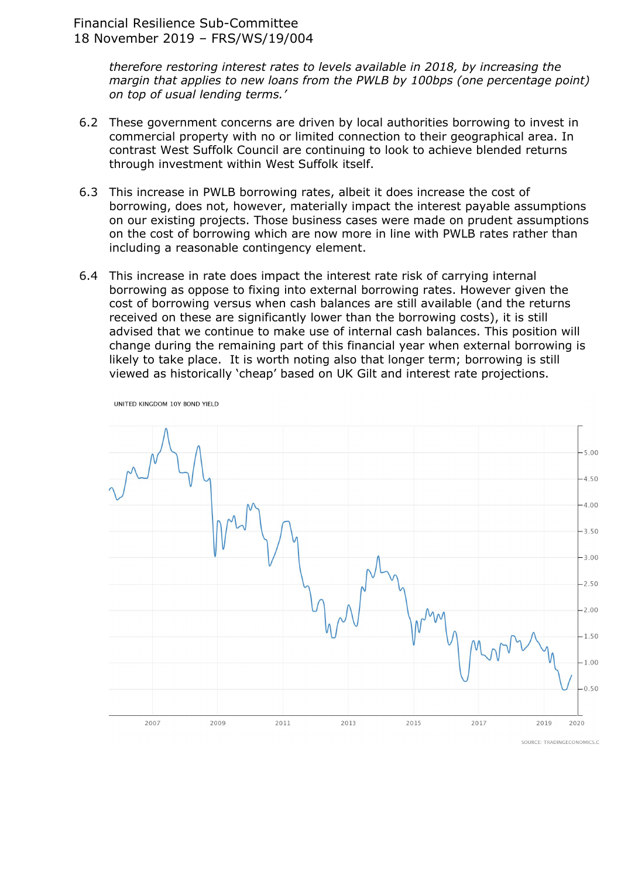*therefore restoring interest rates to levels available in 2018, by increasing the margin that applies to new loans from the PWLB by 100bps (one percentage point) on top of usual lending terms.'*

6.2 These government concerns are driven by local authorities borrowing to invest in commercial property with no or limited connection to their geographical area. In contrast West Suffolk Council are continuing to look to achieve blended returns through investment within West Suffolk itself.

6.3 This increase in PWLB borrowing rates, albeit it does increase the cost of borrowing, does not, however, materially impact the interest payable assumptions on our existing projects. Those business cases were made on prudent assumptions on the cost of borrowing which are now more in line with PWLB rates rather than including a reasonable contingency element.

6.4 This increase in rate does impact the interest rate risk of carrying internal borrowing as oppose to fixing into external borrowing rates. However given the cost of borrowing versus when cash balances are still available (and the returns received on these are significantly lower than the borrowing costs), it is still advised that we continue to make use of internal cash balances. This position will change during the remaining part of this financial year when external borrowing is likely to take place. It is worth noting also that longer term; borrowing is still viewed as historically 'cheap' based on UK Gilt and interest rate projections.

UNITED KINGDOM 10Y BOND YIELD

SOURCE: TRADINGECONOMICS.C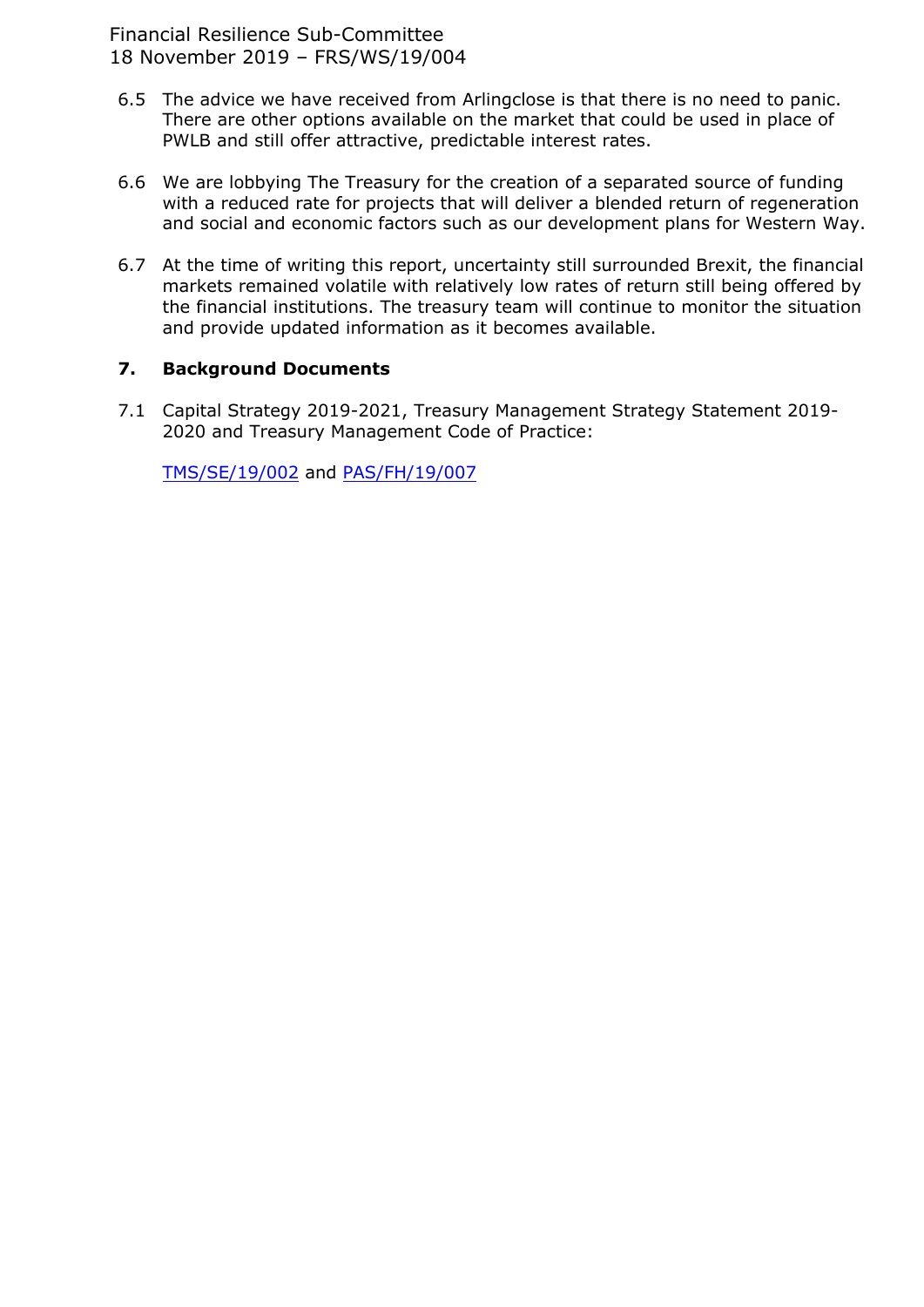6.5 The advice we have received from Arlingclose is that there is no need to panic. There are other options available on the market that could be used in place of PWLB and still offer attractive, predictable interest rates.

6.6 We are lobbying The Treasury for the creation of a separated source of funding with a reduced rate for projects that will deliver a blended return of regeneration and social and economic factors such as our development plans for Western Way.

6.7 At the time of writing this report, uncertainty still surrounded Brexit, the financial markets remained volatile with relatively low rates of return still being offered by the financial institutions. The treasury team will continue to monitor the situation and provide updated information as it becomes available.

## 7. Background Documents

7.1 Capital Strategy 2019-2021, Treasury Management Strategy Statement 2019-2020 and Treasury Management Code of Practice:

TMS/SE/19/002 and PAS/FH/19/007